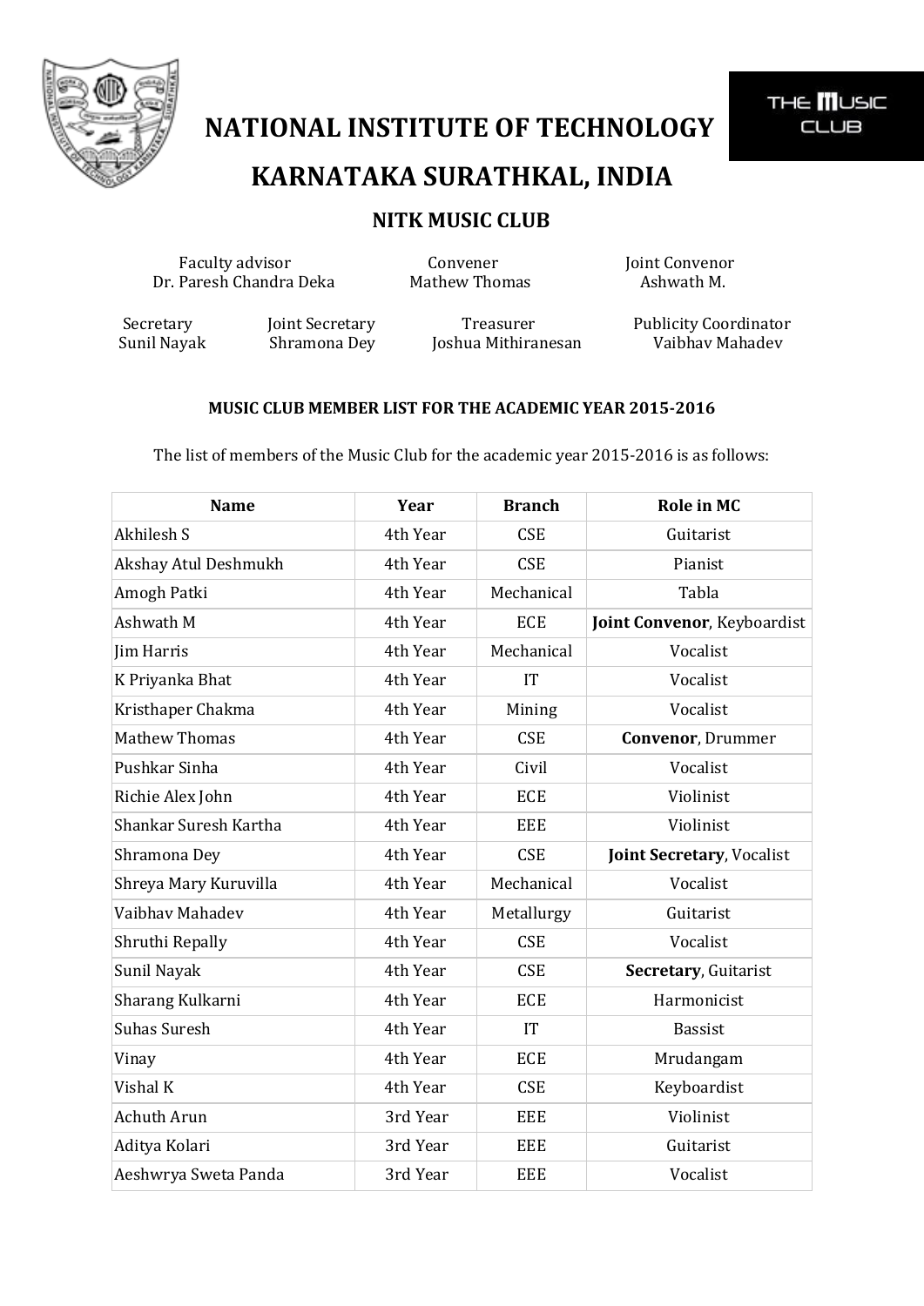# NATIONAL INSTITUTE OF TECHNOLOGY KARNATAKA SURATHKAL, INDIA

## NITK MUSIC CLUB

Faculty advisor
Dr. Paresh Chandra Deka

Convener
Mathew Thomas

Joint Convenor
Ashwath M.

Secretary
Sunil Nayak

Joint Secretary
Shramona Dey

Treasurer
Joshua Mithiranesan

Publicity Coordinator
Vaibhav Mahadev

### MUSIC CLUB MEMBER LIST FOR THE ACADEMIC YEAR 2015-2016

The list of members of the Music Club for the academic year 2015-2016 is as follows:

| Name | Year | Branch | Role in MC |
|---|---|---|---|
| Akhilesh S | 4th Year | CSE | Guitarist |
| Akshay Atul Deshmukh | 4th Year | CSE | Pianist |
| Amogh Patki | 4th Year | Mechanical | Tabla |
| Ashwath M | 4th Year | ECE | **Joint Convenor**, Keyboardist |
| Jim Harris | 4th Year | Mechanical | Vocalist |
| K Priyanka Bhat | 4th Year | IT | Vocalist |
| Kristhaper Chakma | 4th Year | Mining | Vocalist |
| Mathew Thomas | 4th Year | CSE | **Convenor**, Drummer |
| Pushkar Sinha | 4th Year | Civil | Vocalist |
| Richie Alex John | 4th Year | ECE | Violinist |
| Shankar Suresh Kartha | 4th Year | EEE | Violinist |
| Shramona Dey | 4th Year | CSE | **Joint Secretary**, Vocalist |
| Shreya Mary Kuruvilla | 4th Year | Mechanical | Vocalist |
| Vaibhav Mahadev | 4th Year | Metallurgy | Guitarist |
| Shruthi Repally | 4th Year | CSE | Vocalist |
| Sunil Nayak | 4th Year | CSE | **Secretary**, Guitarist |
| Sharang Kulkarni | 4th Year | ECE | Harmonicist |
| Suhas Suresh | 4th Year | IT | Bassist |
| Vinay | 4th Year | ECE | Mrudangam |
| Vishal K | 4th Year | CSE | Keyboardist |
| Achuth Arun | 3rd Year | EEE | Violinist |
| Aditya Kolari | 3rd Year | EEE | Guitarist |
| Aeshwrya Sweta Panda | 3rd Year | EEE | Vocalist |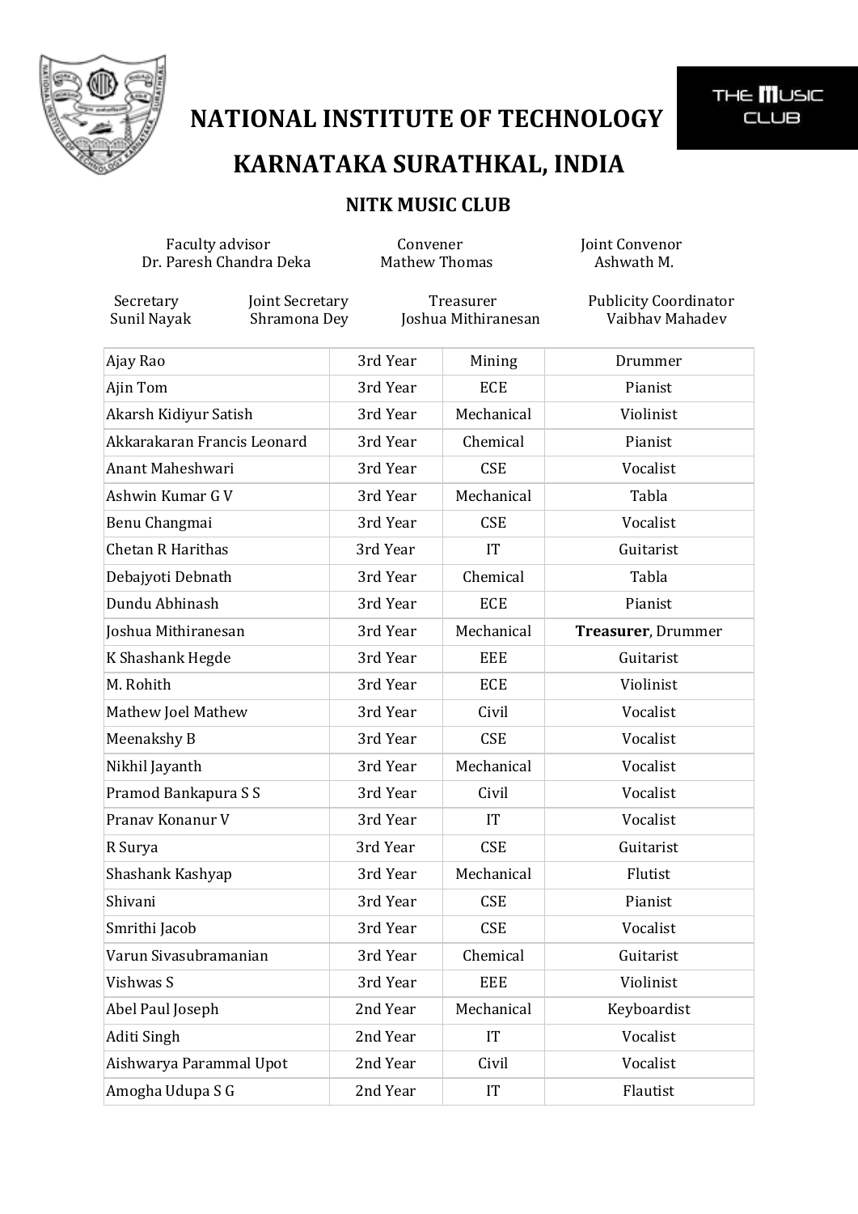# NATIONAL INSTITUTE OF TECHNOLOGY KARNATAKA SURATHKAL, INDIA

## NITK MUSIC CLUB

Faculty advisor
Dr. Paresh Chandra Deka

Convener
Mathew Thomas

Joint Convenor
Ashwath M.

Secretary
Sunil Nayak

Joint Secretary
Shramona Dey

Treasurer
Joshua Mithiranesan

Publicity Coordinator
Vaibhav Mahadev

| | | | |
|---|---|---|---|
| Ajay Rao | 3rd Year | Mining | Drummer |
| Ajin Tom | 3rd Year | ECE | Pianist |
| Akarsh Kidiyur Satish | 3rd Year | Mechanical | Violinist |
| Akkarakaran Francis Leonard | 3rd Year | Chemical | Pianist |
| Anant Maheshwari | 3rd Year | CSE | Vocalist |
| Ashwin Kumar G V | 3rd Year | Mechanical | Tabla |
| Benu Changmai | 3rd Year | CSE | Vocalist |
| Chetan R Harithas | 3rd Year | IT | Guitarist |
| Debajyoti Debnath | 3rd Year | Chemical | Tabla |
| Dundu Abhinash | 3rd Year | ECE | Pianist |
| Joshua Mithiranesan | 3rd Year | Mechanical | **Treasurer**, Drummer |
| K Shashank Hegde | 3rd Year | EEE | Guitarist |
| M. Rohith | 3rd Year | ECE | Violinist |
| Mathew Joel Mathew | 3rd Year | Civil | Vocalist |
| Meenakshy B | 3rd Year | CSE | Vocalist |
| Nikhil Jayanth | 3rd Year | Mechanical | Vocalist |
| Pramod Bankapura S S | 3rd Year | Civil | Vocalist |
| Pranav Konanur V | 3rd Year | IT | Vocalist |
| R Surya | 3rd Year | CSE | Guitarist |
| Shashank Kashyap | 3rd Year | Mechanical | Flutist |
| Shivani | 3rd Year | CSE | Pianist |
| Smrithi Jacob | 3rd Year | CSE | Vocalist |
| Varun Sivasubramanian | 3rd Year | Chemical | Guitarist |
| Vishwas S | 3rd Year | EEE | Violinist |
| Abel Paul Joseph | 2nd Year | Mechanical | Keyboardist |
| Aditi Singh | 2nd Year | IT | Vocalist |
| Aishwarya Parammal Upot | 2nd Year | Civil | Vocalist |
| Amogha Udupa S G | 2nd Year | IT | Flautist |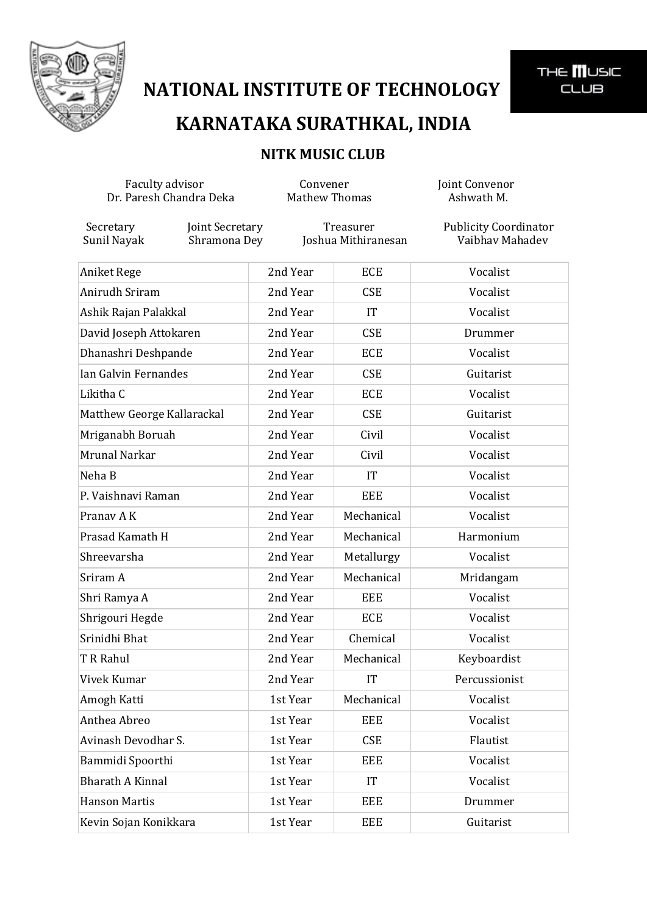# NATIONAL INSTITUTE OF TECHNOLOGY

# KARNATAKA SURATHKAL, INDIA

## NITK MUSIC CLUB

Faculty advisor
Dr. Paresh Chandra Deka

Convener
Mathew Thomas

Joint Convenor
Ashwath M.

Secretary
Sunil Nayak

Joint Secretary
Shramona Dey

Treasurer
Joshua Mithiranesan

Publicity Coordinator
Vaibhav Mahadev

| | | | |
|---|---|---|---|
| Aniket Rege | 2nd Year | ECE | Vocalist |
| Anirudh Sriram | 2nd Year | CSE | Vocalist |
| Ashik Rajan Palakkal | 2nd Year | IT | Vocalist |
| David Joseph Attokaren | 2nd Year | CSE | Drummer |
| Dhanashri Deshpande | 2nd Year | ECE | Vocalist |
| Ian Galvin Fernandes | 2nd Year | CSE | Guitarist |
| Likitha C | 2nd Year | ECE | Vocalist |
| Matthew George Kallarackal | 2nd Year | CSE | Guitarist |
| Mriganabh Boruah | 2nd Year | Civil | Vocalist |
| Mrunal Narkar | 2nd Year | Civil | Vocalist |
| Neha B | 2nd Year | IT | Vocalist |
| P. Vaishnavi Raman | 2nd Year | EEE | Vocalist |
| Pranav A K | 2nd Year | Mechanical | Vocalist |
| Prasad Kamath H | 2nd Year | Mechanical | Harmonium |
| Shreevarsha | 2nd Year | Metallurgy | Vocalist |
| Sriram A | 2nd Year | Mechanical | Mridangam |
| Shri Ramya A | 2nd Year | EEE | Vocalist |
| Shrigouri Hegde | 2nd Year | ECE | Vocalist |
| Srinidhi Bhat | 2nd Year | Chemical | Vocalist |
| T R Rahul | 2nd Year | Mechanical | Keyboardist |
| Vivek Kumar | 2nd Year | IT | Percussionist |
| Amogh Katti | 1st Year | Mechanical | Vocalist |
| Anthea Abreo | 1st Year | EEE | Vocalist |
| Avinash Devodhar S. | 1st Year | CSE | Flautist |
| Bammidi Spoorthi | 1st Year | EEE | Vocalist |
| Bharath A Kinnal | 1st Year | IT | Vocalist |
| Hanson Martis | 1st Year | EEE | Drummer |
| Kevin Sojan Konikkara | 1st Year | EEE | Guitarist |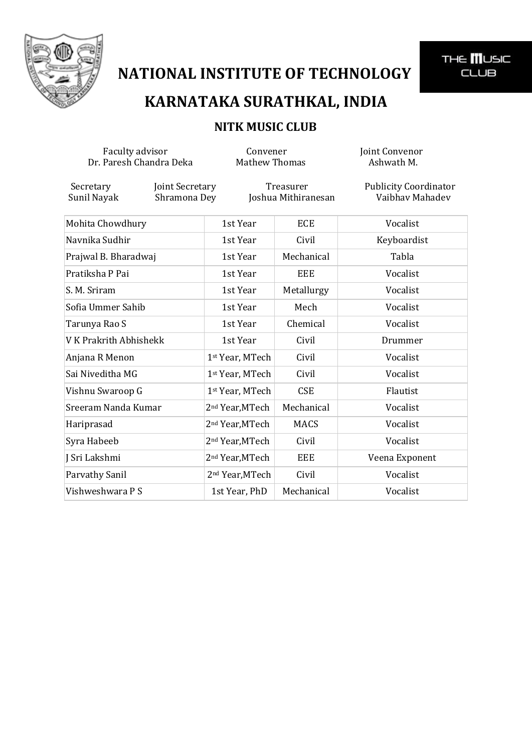# NATIONAL INSTITUTE OF TECHNOLOGY

# KARNATAKA SURATHKAL, INDIA

## NITK MUSIC CLUB

Faculty advisor
Dr. Paresh Chandra Deka

Convener
Mathew Thomas

Joint Convenor
Ashwath M.

Secretary
Sunil Nayak

Joint Secretary
Shramona Dey

Treasurer
Joshua Mithiranesan

Publicity Coordinator
Vaibhav Mahadev

| | | | |
|---|---|---|---|
| Mohita Chowdhury | 1st Year | ECE | Vocalist |
| Navnika Sudhir | 1st Year | Civil | Keyboardist |
| Prajwal B. Bharadwaj | 1st Year | Mechanical | Tabla |
| Pratiksha P Pai | 1st Year | EEE | Vocalist |
| S. M. Sriram | 1st Year | Metallurgy | Vocalist |
| Sofia Ummer Sahib | 1st Year | Mech | Vocalist |
| Tarunya Rao S | 1st Year | Chemical | Vocalist |
| V K Prakrith Abhishekk | 1st Year | Civil | Drummer |
| Anjana R Menon | 1st Year, MTech | Civil | Vocalist |
| Sai Niveditha MG | 1st Year, MTech | Civil | Vocalist |
| Vishnu Swaroop G | 1st Year, MTech | CSE | Flautist |
| Sreeram Nanda Kumar | 2nd Year,MTech | Mechanical | Vocalist |
| Hariprasad | 2nd Year,MTech | MACS | Vocalist |
| Syra Habeeb | 2nd Year,MTech | Civil | Vocalist |
| J Sri Lakshmi | 2nd Year,MTech | EEE | Veena Exponent |
| Parvathy Sanil | 2nd Year,MTech | Civil | Vocalist |
| Vishweshwara P S | 1st Year, PhD | Mechanical | Vocalist |